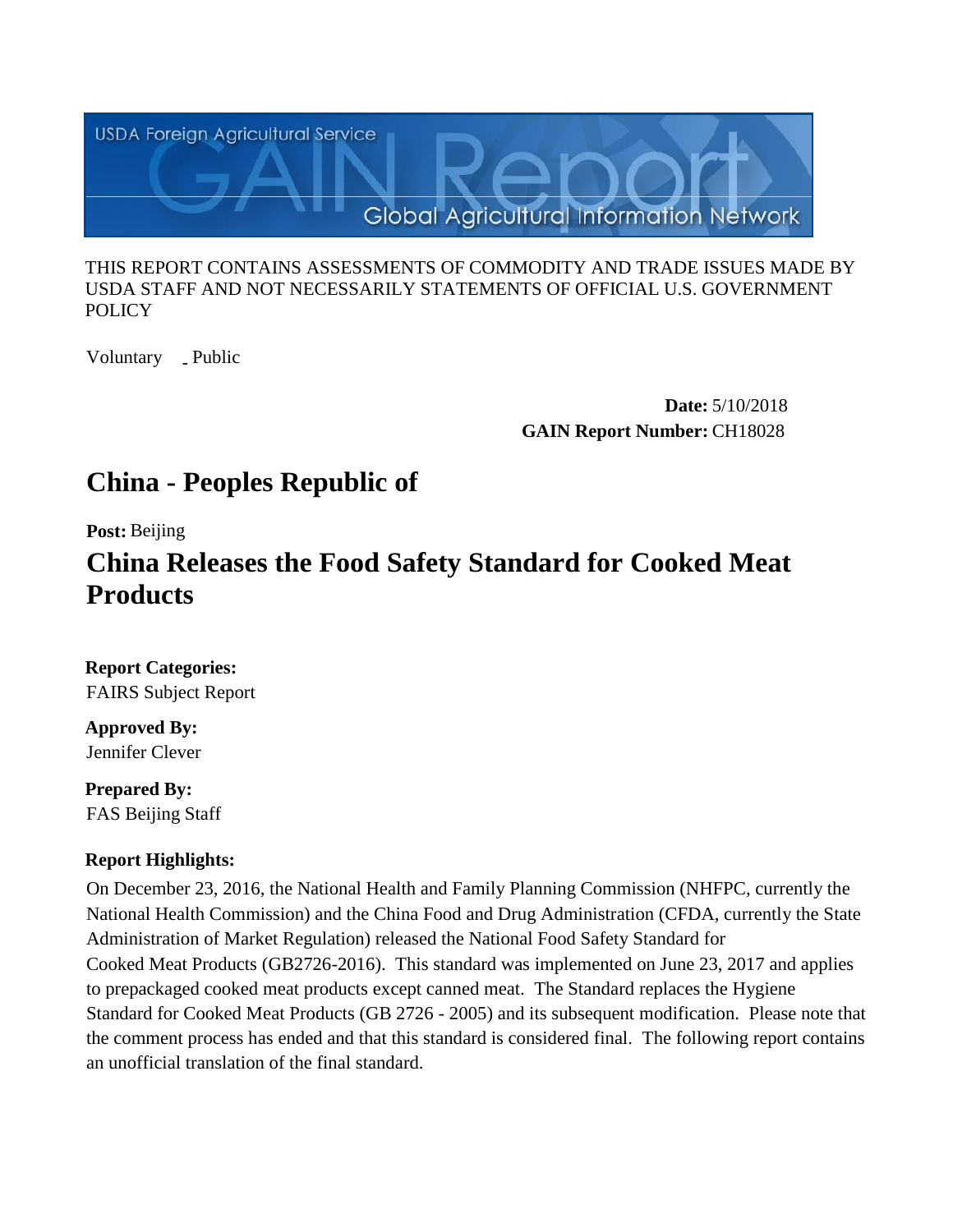USDA Foreign Agricultural Service

GAIN Report

Global Agricultural Information Network

THIS REPORT CONTAINS ASSESSMENTS OF COMMODITY AND TRADE ISSUES MADE BY USDA STAFF AND NOT NECESSARILY STATEMENTS OF OFFICIAL U.S. GOVERNMENT POLICY

Voluntary - Public

**Date:** 5/10/2018

**GAIN Report Number:** CH18028

# China - Peoples Republic of

**Post:** Beijing

# China Releases the Food Safety Standard for Cooked Meat Products

**Report Categories:**
FAIRS Subject Report

**Approved By:**
Jennifer Clever

**Prepared By:**
FAS Beijing Staff

**Report Highlights:**

On December 23, 2016, the National Health and Family Planning Commission (NHFPC, currently the National Health Commission) and the China Food and Drug Administration (CFDA, currently the State Administration of Market Regulation) released the National Food Safety Standard for Cooked Meat Products (GB2726-2016). This standard was implemented on June 23, 2017 and applies to prepackaged cooked meat products except canned meat. The Standard replaces the Hygiene Standard for Cooked Meat Products (GB 2726 - 2005) and its subsequent modification. Please note that the comment process has ended and that this standard is considered final. The following report contains an unofficial translation of the final standard.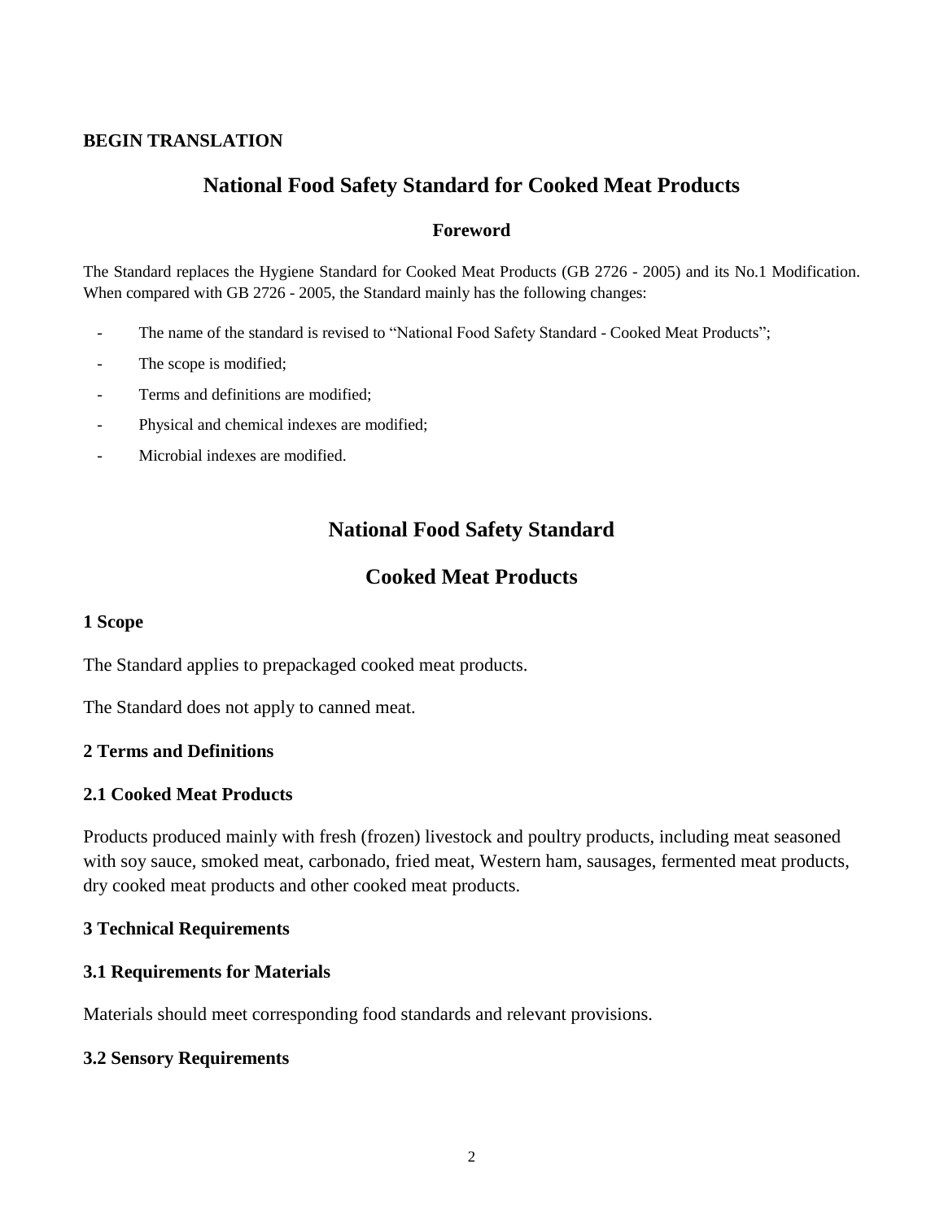**BEGIN TRANSLATION**

# National Food Safety Standard for Cooked Meat Products

## Foreword

The Standard replaces the Hygiene Standard for Cooked Meat Products (GB 2726 - 2005) and its No.1 Modification. When compared with GB 2726 - 2005, the Standard mainly has the following changes:

- The name of the standard is revised to "National Food Safety Standard - Cooked Meat Products";
- The scope is modified;
- Terms and definitions are modified;
- Physical and chemical indexes are modified;
- Microbial indexes are modified.

# National Food Safety Standard

# Cooked Meat Products

### 1 Scope

The Standard applies to prepackaged cooked meat products.

The Standard does not apply to canned meat.

### 2 Terms and Definitions

### 2.1 Cooked Meat Products

Products produced mainly with fresh (frozen) livestock and poultry products, including meat seasoned with soy sauce, smoked meat, carbonado, fried meat, Western ham, sausages, fermented meat products, dry cooked meat products and other cooked meat products.

### 3 Technical Requirements

### 3.1 Requirements for Materials

Materials should meet corresponding food standards and relevant provisions.

### 3.2 Sensory Requirements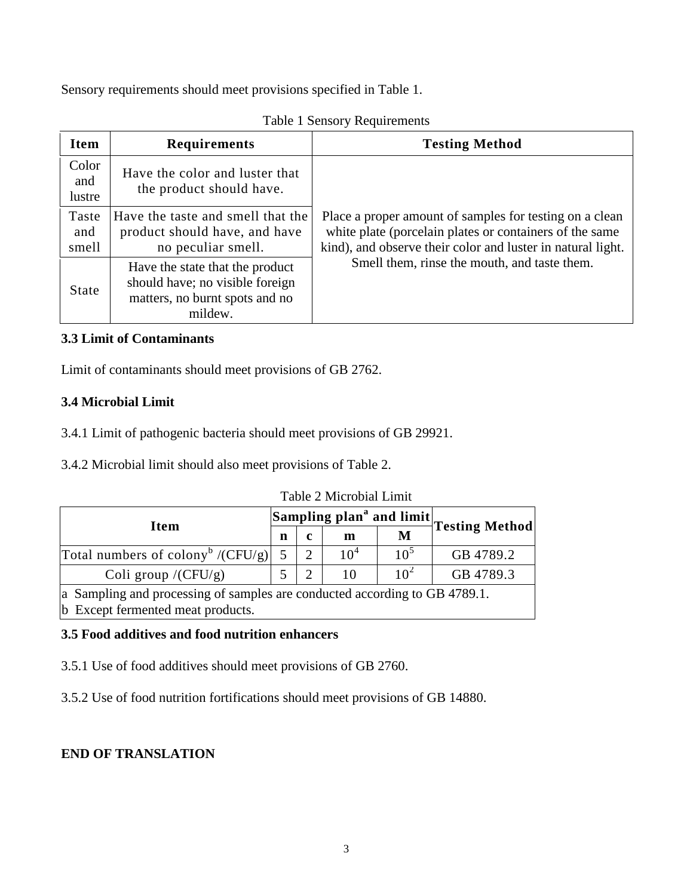Sensory requirements should meet provisions specified in Table 1.

Table 1 Sensory Requirements

| Item | Requirements | Testing Method |
| --- | --- | --- |
| Color and lustre | Have the color and luster that the product should have. | Place a proper amount of samples for testing on a clean white plate (porcelain plates or containers of the same kind), and observe their color and luster in natural light. Smell them, rinse the mouth, and taste them. |
| Taste and smell | Have the taste and smell that the product should have, and have no peculiar smell. | |
| State | Have the state that the product should have; no visible foreign matters, no burnt spots and no mildew. | |

**3.3 Limit of Contaminants**

Limit of contaminants should meet provisions of GB 2762.

**3.4 Microbial Limit**

3.4.1 Limit of pathogenic bacteria should meet provisions of GB 29921.

3.4.2 Microbial limit should also meet provisions of Table 2.

Table 2 Microbial Limit

| Item | Sampling plan[a] and limit | | | | Testing Method |
| --- | --- | --- | --- | --- | --- |
| | n | c | m | M | |
| Total numbers of colony[b] /(CFU/g) | 5 | 2 | $10^4$ | $10^5$ | GB 4789.2 |
| Coli group /(CFU/g) | 5 | 2 | 10 | $10^2$ | GB 4789.3 |

a Sampling and processing of samples are conducted according to GB 4789.1.
b Except fermented meat products.

**3.5 Food additives and food nutrition enhancers**

3.5.1 Use of food additives should meet provisions of GB 2760.

3.5.2 Use of food nutrition fortifications should meet provisions of GB 14880.

**END OF TRANSLATION**